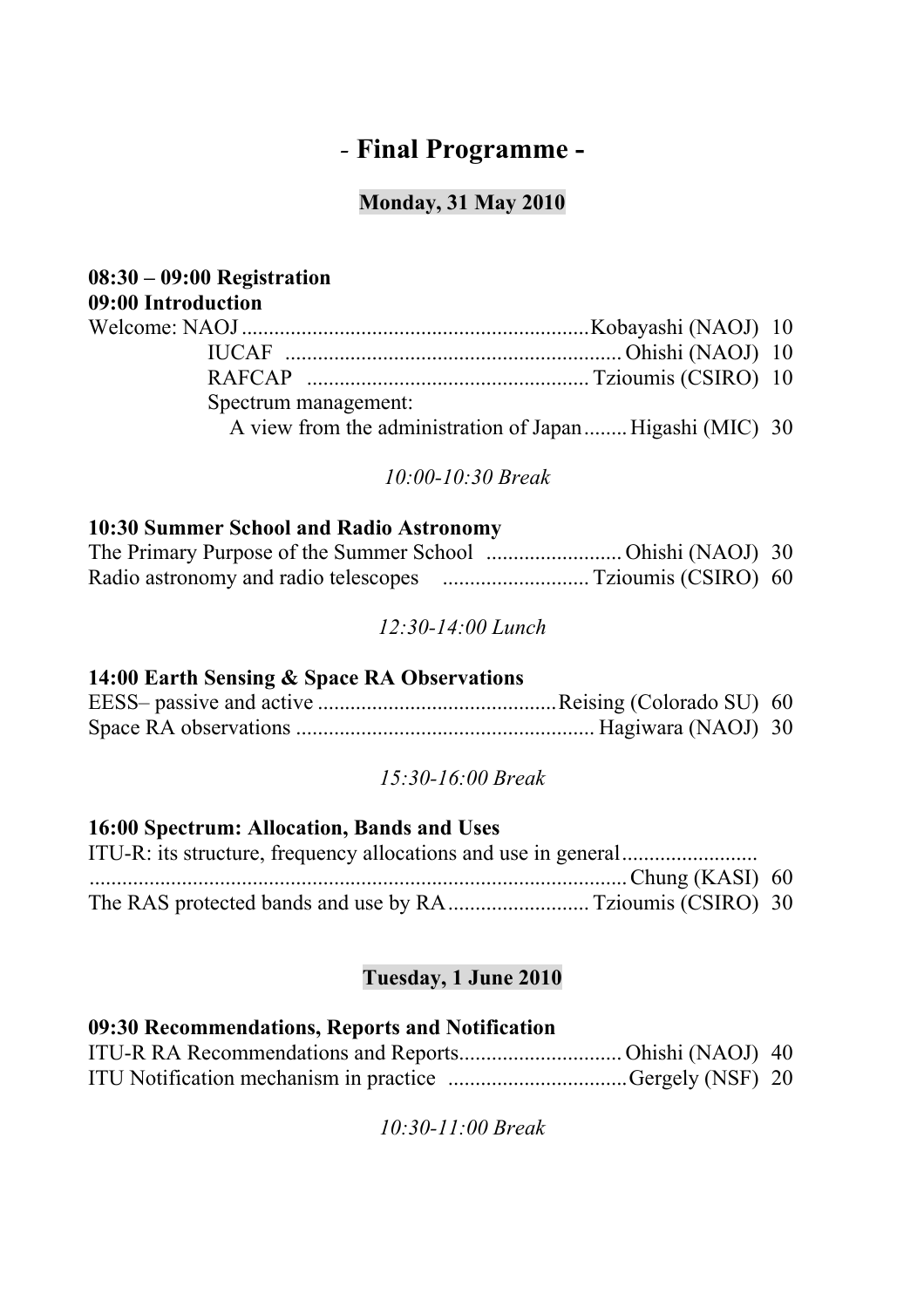# - Final Programme -

## Monday, 31 May 2010

**08:30 – 09:00 Registration**
**09:00 Introduction**

Welcome: NAOJ ............................................................... Kobayashi (NAOJ) 10
IUCAF ............................................................ Ohishi (NAOJ) 10
RAFCAP .................................................. Tzioumis (CSIRO) 10
Spectrum management:
A view from the administration of Japan ........ Higashi (MIC) 30

*10:00-10:30 Break*

**10:30 Summer School and Radio Astronomy**

The Primary Purpose of the Summer School ......................... Ohishi (NAOJ) 30
Radio astronomy and radio telescopes ........................... Tzioumis (CSIRO) 60

*12:30-14:00 Lunch*

**14:00 Earth Sensing & Space RA Observations**

EESS– passive and active ............................................ Reising (Colorado SU) 60
Space RA observations ...................................................... Hagiwara (NAOJ) 30

*15:30-16:00 Break*

**16:00 Spectrum: Allocation, Bands and Uses**

ITU-R: its structure, frequency allocations and use in general ........................
................................................................................................. Chung (KASI) 60
The RAS protected bands and use by RA .......................... Tzioumis (CSIRO) 30

## Tuesday, 1 June 2010

**09:30 Recommendations, Reports and Notification**

ITU-R RA Recommendations and Reports .............................. Ohishi (NAOJ) 40
ITU Notification mechanism in practice ................................. Gergely (NSF) 20

*10:30-11:00 Break*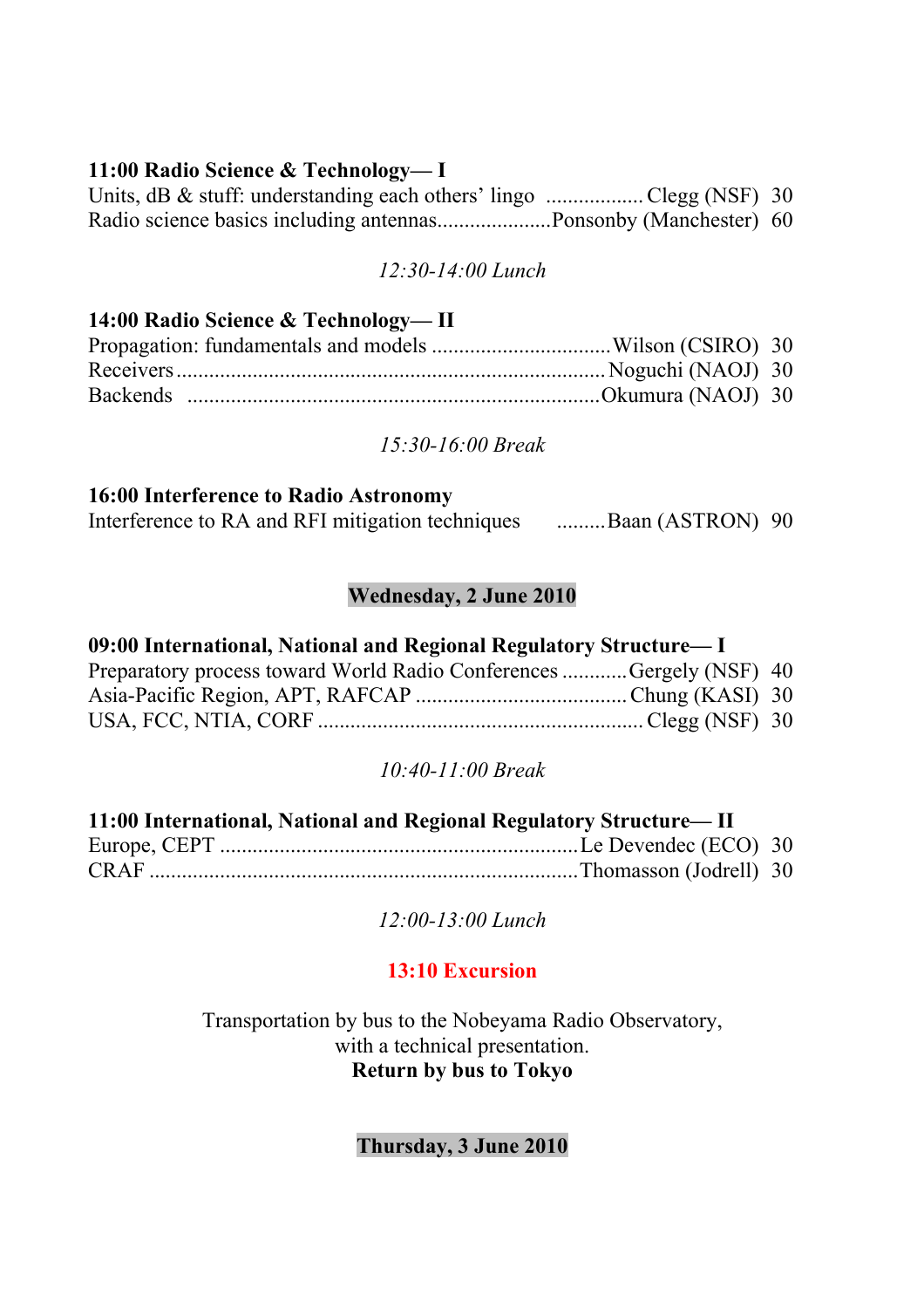**11:00 Radio Science & Technology— I**

Units, dB & stuff: understanding each others' lingo .................. Clegg (NSF) 30
Radio science basics including antennas..................... Ponsonby (Manchester) 60

*12:30-14:00 Lunch*

**14:00 Radio Science & Technology— II**

Propagation: fundamentals and models ................................ Wilson (CSIRO) 30
Receivers .............................................................................. Noguchi (NAOJ) 30
Backends ........................................................................... Okumura (NAOJ) 30

*15:30-16:00 Break*

**16:00 Interference to Radio Astronomy**

Interference to RA and RFI mitigation techniques ......... Baan (ASTRON) 90

## Wednesday, 2 June 2010

**09:00 International, National and Regional Regulatory Structure— I**

Preparatory process toward World Radio Conferences ............ Gergely (NSF) 40
Asia-Pacific Region, APT, RAFCAP ...................................... Chung (KASI) 30
USA, FCC, NTIA, CORF ........................................................... Clegg (NSF) 30

*10:40-11:00 Break*

**11:00 International, National and Regional Regulatory Structure— II**

Europe, CEPT ................................................................. Le Devendec (ECO) 30
CRAF ............................................................................. Thomasson (Jodrell) 30

*12:00-13:00 Lunch*

**13:10 Excursion**

Transportation by bus to the Nobeyama Radio Observatory,
with a technical presentation.
**Return by bus to Tokyo**

## Thursday, 3 June 2010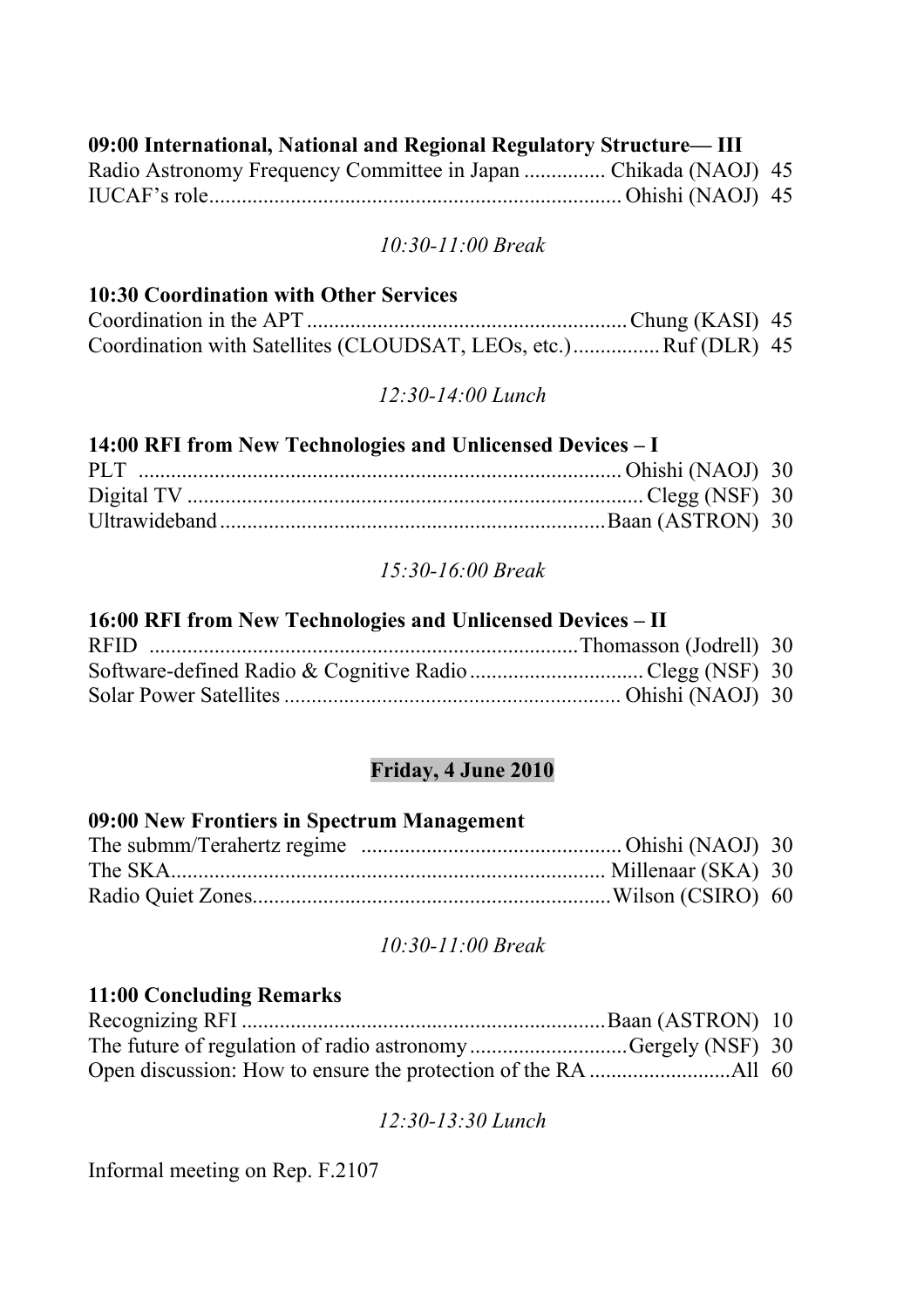**09:00 International, National and Regional Regulatory Structure— III**

Radio Astronomy Frequency Committee in Japan ............... Chikada (NAOJ) 45
IUCAF's role........................................................................... Ohishi (NAOJ) 45

*10:30-11:00 Break*

**10:30 Coordination with Other Services**

Coordination in the APT .......................................................... Chung (KASI) 45
Coordination with Satellites (CLOUDSAT, LEOs, etc.)................ Ruf (DLR) 45

*12:30-14:00 Lunch*

**14:00 RFI from New Technologies and Unlicensed Devices – I**

PLT ........................................................................................ Ohishi (NAOJ) 30
Digital TV ................................................................................... Clegg (NSF) 30
Ultrawideband ....................................................................... Baan (ASTRON) 30

*15:30-16:00 Break*

**16:00 RFI from New Technologies and Unlicensed Devices – II**

RFID ............................................................................. Thomasson (Jodrell) 30
Software-defined Radio & Cognitive Radio ................................ Clegg (NSF) 30
Solar Power Satellites ............................................................. Ohishi (NAOJ) 30

## Friday, 4 June 2010

**09:00 New Frontiers in Spectrum Management**

The submm/Terahertz regime ................................................ Ohishi (NAOJ) 30
The SKA............................................................................... Millenaar (SKA) 30
Radio Quiet Zones................................................................. Wilson (CSIRO) 60

*10:30-11:00 Break*

**11:00 Concluding Remarks**

Recognizing RFI .................................................................. Baan (ASTRON) 10
The future of regulation of radio astronomy ............................ Gergely (NSF) 30
Open discussion: How to ensure the protection of the RA .......................... All 60

*12:30-13:30 Lunch*

Informal meeting on Rep. F.2107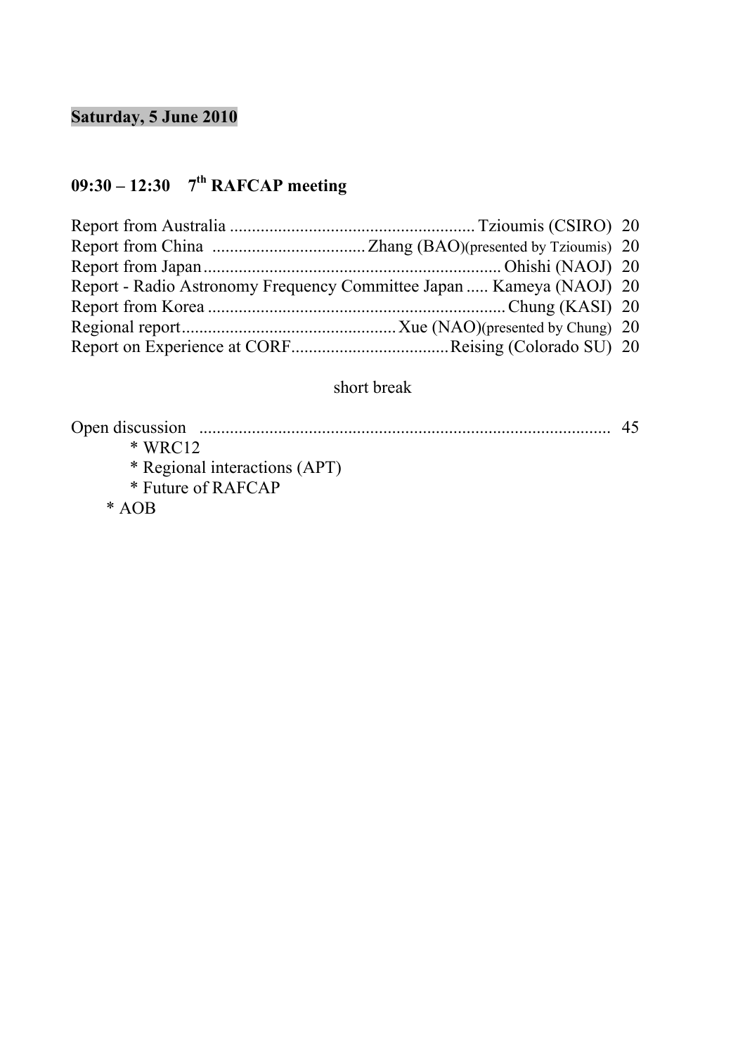**Saturday, 5 June 2010**

**09:30 – 12:30 7th RAFCAP meeting**

| | | |
|---|---|---|
| Report from Australia | Tzioumis (CSIRO) | 20 |
| Report from China | Zhang (BAO)(presented by Tzioumis) | 20 |
| Report from Japan | Ohishi (NAOJ) | 20 |
| Report - Radio Astronomy Frequency Committee Japan | Kameya (NAOJ) | 20 |
| Report from Korea | Chung (KASI) | 20 |
| Regional report | Xue (NAO)(presented by Chung) | 20 |
| Report on Experience at CORF | Reising (Colorado SU) | 20 |

short break

Open discussion ............................................................................................ 45

- * WRC12
- * Regional interactions (APT)
- * Future of RAFCAP
- * AOB